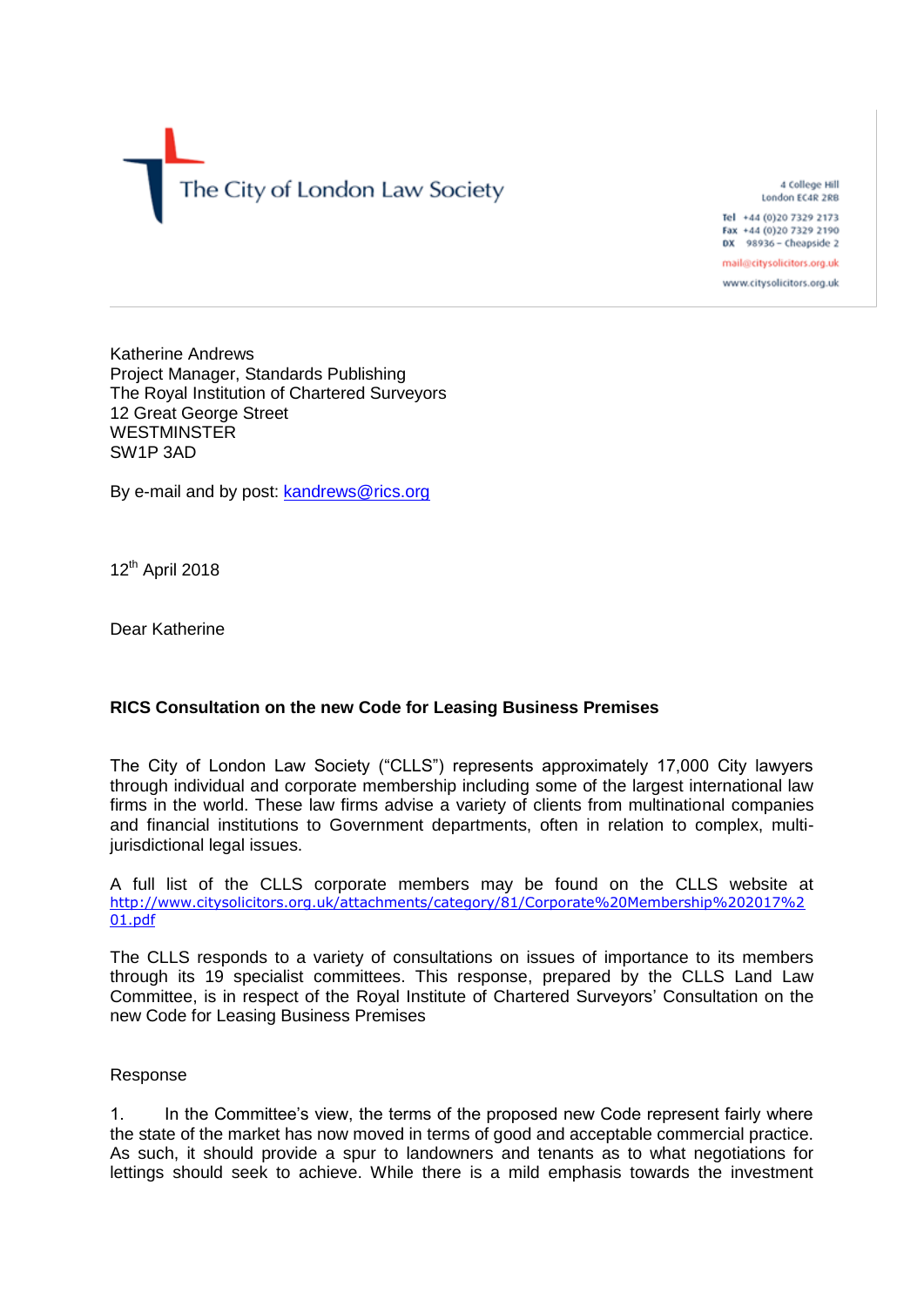The City of London Law Society

4 College Hill
London EC4R 2RB

**Tel** +44 (0)20 7329 2173
**Fax** +44 (0)20 7329 2190
**DX** 98936 – Cheapside 2

mail@citysolicitors.org.uk

www.citysolicitors.org.uk

Katherine Andrews
Project Manager, Standards Publishing
The Royal Institution of Chartered Surveyors
12 Great George Street
WESTMINSTER
SW1P 3AD

By e-mail and by post: kandrews@rics.org

12th April 2018

Dear Katherine

**RICS Consultation on the new Code for Leasing Business Premises**

The City of London Law Society ("CLLS") represents approximately 17,000 City lawyers through individual and corporate membership including some of the largest international law firms in the world. These law firms advise a variety of clients from multinational companies and financial institutions to Government departments, often in relation to complex, multi-jurisdictional legal issues.

A full list of the CLLS corporate members may be found on the CLLS website at http://www.citysolicitors.org.uk/attachments/category/81/Corporate%20Membership%202017%201.pdf

The CLLS responds to a variety of consultations on issues of importance to its members through its 19 specialist committees. This response, prepared by the CLLS Land Law Committee, is in respect of the Royal Institute of Chartered Surveyors' Consultation on the new Code for Leasing Business Premises

Response

1. In the Committee's view, the terms of the proposed new Code represent fairly where the state of the market has now moved in terms of good and acceptable commercial practice. As such, it should provide a spur to landowners and tenants as to what negotiations for lettings should seek to achieve. While there is a mild emphasis towards the investment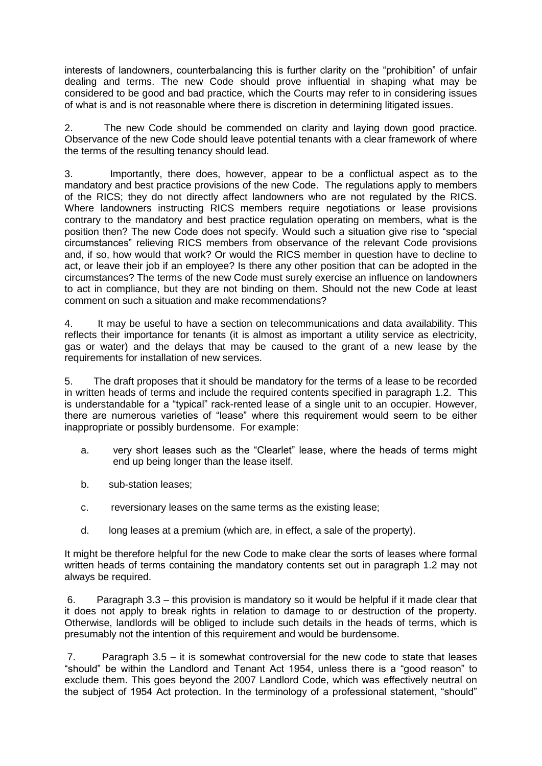interests of landowners, counterbalancing this is further clarity on the "prohibition" of unfair dealing and terms. The new Code should prove influential in shaping what may be considered to be good and bad practice, which the Courts may refer to in considering issues of what is and is not reasonable where there is discretion in determining litigated issues.

2. The new Code should be commended on clarity and laying down good practice. Observance of the new Code should leave potential tenants with a clear framework of where the terms of the resulting tenancy should lead.

3. Importantly, there does, however, appear to be a conflictual aspect as to the mandatory and best practice provisions of the new Code. The regulations apply to members of the RICS; they do not directly affect landowners who are not regulated by the RICS. Where landowners instructing RICS members require negotiations or lease provisions contrary to the mandatory and best practice regulation operating on members, what is the position then? The new Code does not specify. Would such a situation give rise to "special circumstances" relieving RICS members from observance of the relevant Code provisions and, if so, how would that work? Or would the RICS member in question have to decline to act, or leave their job if an employee? Is there any other position that can be adopted in the circumstances? The terms of the new Code must surely exercise an influence on landowners to act in compliance, but they are not binding on them. Should not the new Code at least comment on such a situation and make recommendations?

4. It may be useful to have a section on telecommunications and data availability. This reflects their importance for tenants (it is almost as important a utility service as electricity, gas or water) and the delays that may be caused to the grant of a new lease by the requirements for installation of new services.

5. The draft proposes that it should be mandatory for the terms of a lease to be recorded in written heads of terms and include the required contents specified in paragraph 1.2. This is understandable for a "typical" rack-rented lease of a single unit to an occupier. However, there are numerous varieties of "lease" where this requirement would seem to be either inappropriate or possibly burdensome. For example:

a. very short leases such as the "Clearlet" lease, where the heads of terms might end up being longer than the lease itself.

b. sub-station leases;

c. reversionary leases on the same terms as the existing lease;

d. long leases at a premium (which are, in effect, a sale of the property).

It might be therefore helpful for the new Code to make clear the sorts of leases where formal written heads of terms containing the mandatory contents set out in paragraph 1.2 may not always be required.

6. Paragraph 3.3 – this provision is mandatory so it would be helpful if it made clear that it does not apply to break rights in relation to damage to or destruction of the property. Otherwise, landlords will be obliged to include such details in the heads of terms, which is presumably not the intention of this requirement and would be burdensome.

7. Paragraph 3.5 – it is somewhat controversial for the new code to state that leases "should" be within the Landlord and Tenant Act 1954, unless there is a "good reason" to exclude them. This goes beyond the 2007 Landlord Code, which was effectively neutral on the subject of 1954 Act protection. In the terminology of a professional statement, "should"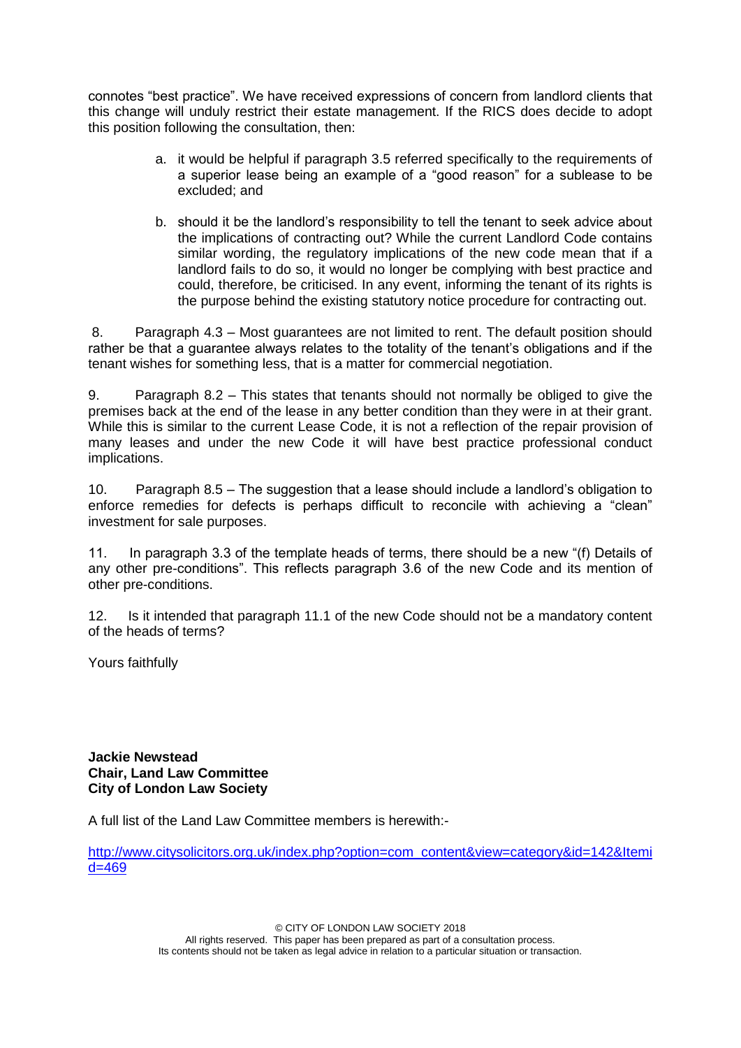connotes "best practice". We have received expressions of concern from landlord clients that this change will unduly restrict their estate management. If the RICS does decide to adopt this position following the consultation, then:

a. it would be helpful if paragraph 3.5 referred specifically to the requirements of a superior lease being an example of a "good reason" for a sublease to be excluded; and

b. should it be the landlord's responsibility to tell the tenant to seek advice about the implications of contracting out? While the current Landlord Code contains similar wording, the regulatory implications of the new code mean that if a landlord fails to do so, it would no longer be complying with best practice and could, therefore, be criticised. In any event, informing the tenant of its rights is the purpose behind the existing statutory notice procedure for contracting out.

8. Paragraph 4.3 – Most guarantees are not limited to rent. The default position should rather be that a guarantee always relates to the totality of the tenant's obligations and if the tenant wishes for something less, that is a matter for commercial negotiation.

9. Paragraph 8.2 – This states that tenants should not normally be obliged to give the premises back at the end of the lease in any better condition than they were in at their grant. While this is similar to the current Lease Code, it is not a reflection of the repair provision of many leases and under the new Code it will have best practice professional conduct implications.

10. Paragraph 8.5 – The suggestion that a lease should include a landlord's obligation to enforce remedies for defects is perhaps difficult to reconcile with achieving a "clean" investment for sale purposes.

11. In paragraph 3.3 of the template heads of terms, there should be a new "(f) Details of any other pre-conditions". This reflects paragraph 3.6 of the new Code and its mention of other pre-conditions.

12. Is it intended that paragraph 11.1 of the new Code should not be a mandatory content of the heads of terms?

Yours faithfully

**Jackie Newstead**
**Chair, Land Law Committee**
**City of London Law Society**

A full list of the Land Law Committee members is herewith:-

http://www.citysolicitors.org.uk/index.php?option=com_content&view=category&id=142&Itemid=469

© CITY OF LONDON LAW SOCIETY 2018
All rights reserved. This paper has been prepared as part of a consultation process.
Its contents should not be taken as legal advice in relation to a particular situation or transaction.